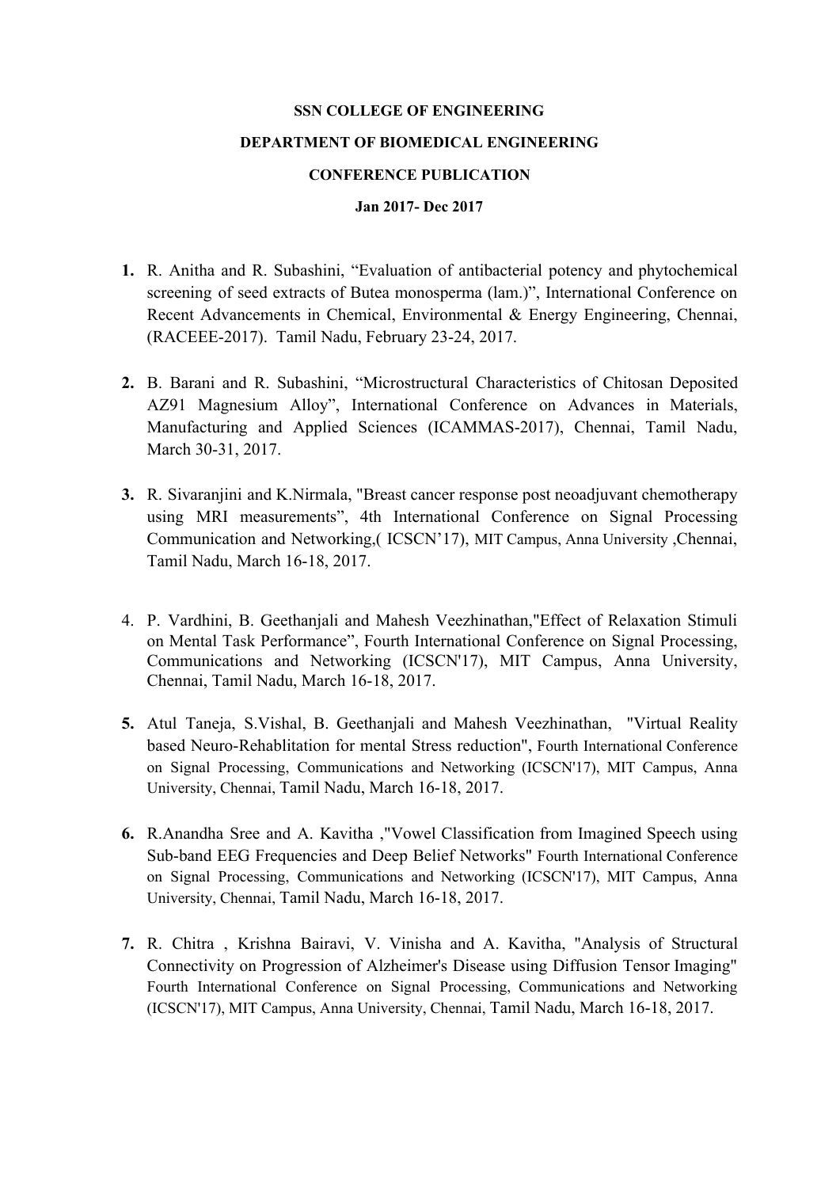**SSN COLLEGE OF ENGINEERING**

**DEPARTMENT OF BIOMEDICAL ENGINEERING**

**CONFERENCE PUBLICATION**

**Jan 2017- Dec 2017**

1. R. Anitha and R. Subashini, “Evaluation of antibacterial potency and phytochemical screening of seed extracts of Butea monosperma (lam.)”, International Conference on Recent Advancements in Chemical, Environmental & Energy Engineering, Chennai, (RACEEE-2017). Tamil Nadu, February 23-24, 2017.

2. B. Barani and R. Subashini, “Microstructural Characteristics of Chitosan Deposited AZ91 Magnesium Alloy”, International Conference on Advances in Materials, Manufacturing and Applied Sciences (ICAMMAS-2017), Chennai, Tamil Nadu, March 30-31, 2017.

3. R. Sivaranjini and K.Nirmala, "Breast cancer response post neoadjuvant chemotherapy using MRI measurements”, 4th International Conference on Signal Processing Communication and Networking,( ICSCN’17), MIT Campus, Anna University ,Chennai, Tamil Nadu, March 16-18, 2017.

4. P. Vardhini, B. Geethanjali and Mahesh Veezhinathan,"Effect of Relaxation Stimuli on Mental Task Performance”, Fourth International Conference on Signal Processing, Communications and Networking (ICSCN'17), MIT Campus, Anna University, Chennai, Tamil Nadu, March 16-18, 2017.

5. Atul Taneja, S.Vishal, B. Geethanjali and Mahesh Veezhinathan, "Virtual Reality based Neuro-Rehablitation for mental Stress reduction", Fourth International Conference on Signal Processing, Communications and Networking (ICSCN'17), MIT Campus, Anna University, Chennai, Tamil Nadu, March 16-18, 2017.

6. R.Anandha Sree and A. Kavitha ,"Vowel Classification from Imagined Speech using Sub-band EEG Frequencies and Deep Belief Networks" Fourth International Conference on Signal Processing, Communications and Networking (ICSCN'17), MIT Campus, Anna University, Chennai, Tamil Nadu, March 16-18, 2017.

7. R. Chitra , Krishna Bairavi, V. Vinisha and A. Kavitha, "Analysis of Structural Connectivity on Progression of Alzheimer's Disease using Diffusion Tensor Imaging" Fourth International Conference on Signal Processing, Communications and Networking (ICSCN'17), MIT Campus, Anna University, Chennai, Tamil Nadu, March 16-18, 2017.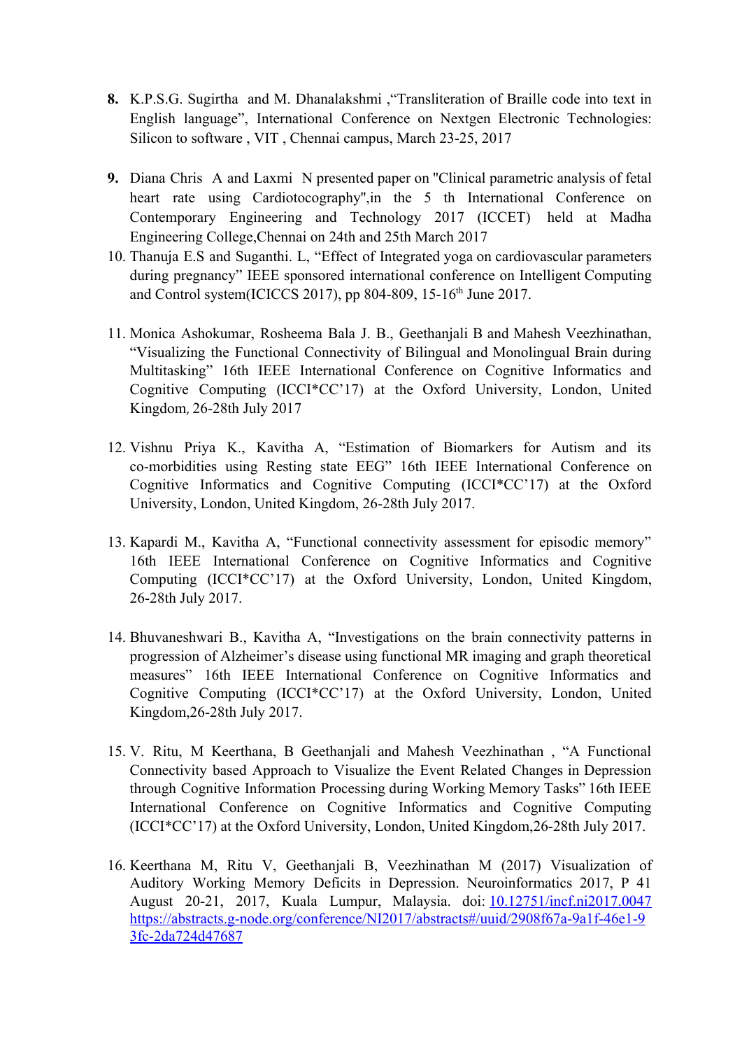8. K.P.S.G. Sugirtha and M. Dhanalakshmi ,"Transliteration of Braille code into text in English language", International Conference on Nextgen Electronic Technologies: Silicon to software , VIT , Chennai campus, March 23-25, 2017

9. Diana Chris A and Laxmi N presented paper on "Clinical parametric analysis of fetal heart rate using Cardiotocography",in the 5 th International Conference on Contemporary Engineering and Technology 2017 (ICCET) held at Madha Engineering College,Chennai on 24th and 25th March 2017

10. Thanuja E.S and Suganthi. L, "Effect of Integrated yoga on cardiovascular parameters during pregnancy" IEEE sponsored international conference on Intelligent Computing and Control system(ICICCS 2017), pp 804-809, 15-16th June 2017.

11. Monica Ashokumar, Rosheema Bala J. B., Geethanjali B and Mahesh Veezhinathan, "Visualizing the Functional Connectivity of Bilingual and Monolingual Brain during Multitasking" 16th IEEE International Conference on Cognitive Informatics and Cognitive Computing (ICCI*CC'17) at the Oxford University, London, United Kingdom, 26-28th July 2017

12. Vishnu Priya K., Kavitha A, "Estimation of Biomarkers for Autism and its co-morbidities using Resting state EEG" 16th IEEE International Conference on Cognitive Informatics and Cognitive Computing (ICCI*CC'17) at the Oxford University, London, United Kingdom, 26-28th July 2017.

13. Kapardi M., Kavitha A, "Functional connectivity assessment for episodic memory" 16th IEEE International Conference on Cognitive Informatics and Cognitive Computing (ICCI*CC'17) at the Oxford University, London, United Kingdom, 26-28th July 2017.

14. Bhuvaneshwari B., Kavitha A, "Investigations on the brain connectivity patterns in progression of Alzheimer's disease using functional MR imaging and graph theoretical measures" 16th IEEE International Conference on Cognitive Informatics and Cognitive Computing (ICCI*CC'17) at the Oxford University, London, United Kingdom,26-28th July 2017.

15. V. Ritu, M Keerthana, B Geethanjali and Mahesh Veezhinathan , "A Functional Connectivity based Approach to Visualize the Event Related Changes in Depression through Cognitive Information Processing during Working Memory Tasks" 16th IEEE International Conference on Cognitive Informatics and Cognitive Computing (ICCI*CC'17) at the Oxford University, London, United Kingdom,26-28th July 2017.

16. Keerthana M, Ritu V, Geethanjali B, Veezhinathan M (2017) Visualization of Auditory Working Memory Deficits in Depression. Neuroinformatics 2017, P 41 August 20-21, 2017, Kuala Lumpur, Malaysia. doi: [10.12751/incf.ni2017.0047](10.12751/incf.ni2017.0047) [https://abstracts.g-node.org/conference/NI2017/abstracts#/uuid/2908f67a-9a1f-46e1-93fc-2da724d47687](https://abstracts.g-node.org/conference/NI2017/abstracts#/uuid/2908f67a-9a1f-46e1-93fc-2da724d47687)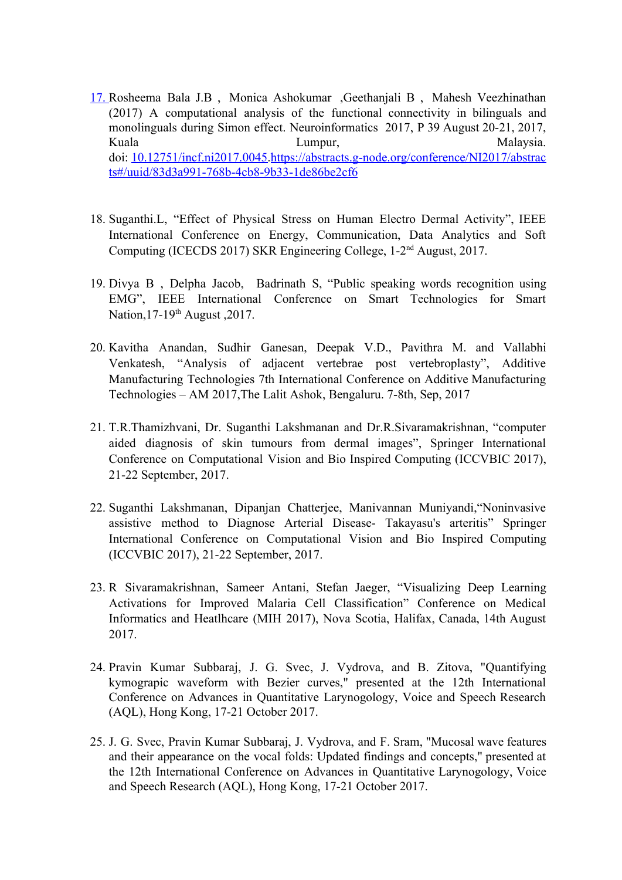17. Rosheema Bala J.B , Monica Ashokumar ,Geethanjali B , Mahesh Veezhinathan (2017) A computational analysis of the functional connectivity in bilinguals and monolinguals during Simon effect. Neuroinformatics 2017, P 39 August 20-21, 2017, Kuala Lumpur, Malaysia. doi: [10.12751/incf.ni2017.0045](https://doi.org/10.12751/incf.ni2017.0045).[https://abstracts.g-node.org/conference/NI2017/abstracts#/uuid/83d3a991-768b-4cb8-9b33-1de86be2cf6](https://abstracts.g-node.org/conference/NI2017/abstracts#/uuid/83d3a991-768b-4cb8-9b33-1de86be2cf6)

18. Suganthi.L, "Effect of Physical Stress on Human Electro Dermal Activity", IEEE International Conference on Energy, Communication, Data Analytics and Soft Computing (ICECDS 2017) SKR Engineering College, 1-2nd August, 2017.

19. Divya B , Delpha Jacob, Badrinath S, "Public speaking words recognition using EMG", IEEE International Conference on Smart Technologies for Smart Nation,17-19th August ,2017.

20. Kavitha Anandan, Sudhir Ganesan, Deepak V.D., Pavithra M. and Vallabhi Venkatesh, "Analysis of adjacent vertebrae post vertebroplasty", Additive Manufacturing Technologies 7th International Conference on Additive Manufacturing Technologies – AM 2017,The Lalit Ashok, Bengaluru. 7-8th, Sep, 2017

21. T.R.Thamizhvani, Dr. Suganthi Lakshmanan and Dr.R.Sivaramakrishnan, "computer aided diagnosis of skin tumours from dermal images", Springer International Conference on Computational Vision and Bio Inspired Computing (ICCVBIC 2017), 21-22 September, 2017.

22. Suganthi Lakshmanan, Dipanjan Chatterjee, Manivannan Muniyandi,"Noninvasive assistive method to Diagnose Arterial Disease- Takayasu's arteritis" Springer International Conference on Computational Vision and Bio Inspired Computing (ICCVBIC 2017), 21-22 September, 2017.

23. R Sivaramakrishnan, Sameer Antani, Stefan Jaeger, "Visualizing Deep Learning Activations for Improved Malaria Cell Classification" Conference on Medical Informatics and Heatlhcare (MIH 2017), Nova Scotia, Halifax, Canada, 14th August 2017.

24. Pravin Kumar Subbaraj, J. G. Svec, J. Vydrova, and B. Zitova, "Quantifying kymograpic waveform with Bezier curves," presented at the 12th International Conference on Advances in Quantitative Larynogology, Voice and Speech Research (AQL), Hong Kong, 17-21 October 2017.

25. J. G. Svec, Pravin Kumar Subbaraj, J. Vydrova, and F. Sram, "Mucosal wave features and their appearance on the vocal folds: Updated findings and concepts," presented at the 12th International Conference on Advances in Quantitative Larynogology, Voice and Speech Research (AQL), Hong Kong, 17-21 October 2017.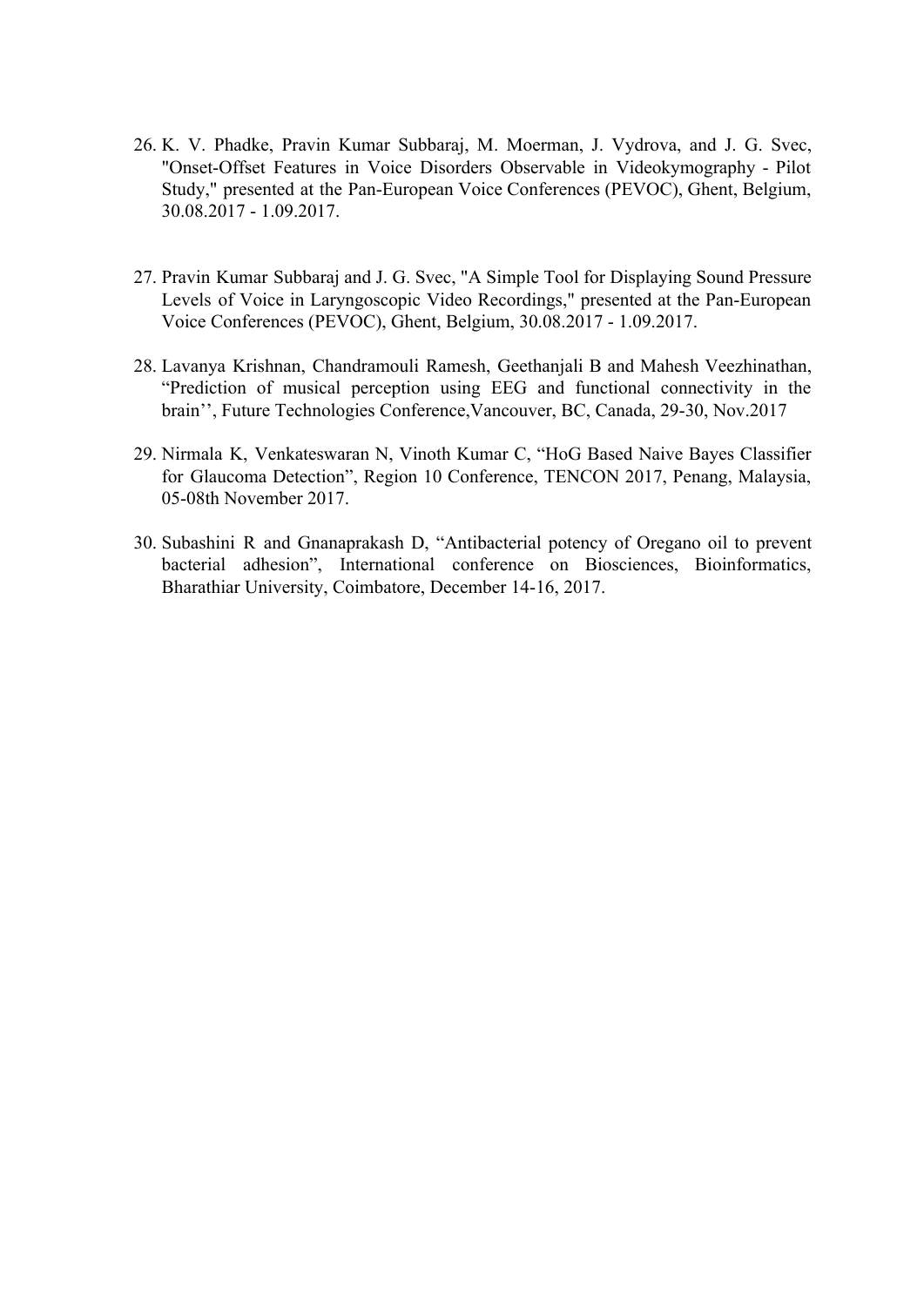26. K. V. Phadke, Pravin Kumar Subbaraj, M. Moerman, J. Vydrova, and J. G. Svec, "Onset-Offset Features in Voice Disorders Observable in Videokymography - Pilot Study," presented at the Pan-European Voice Conferences (PEVOC), Ghent, Belgium, 30.08.2017 - 1.09.2017.

27. Pravin Kumar Subbaraj and J. G. Svec, "A Simple Tool for Displaying Sound Pressure Levels of Voice in Laryngoscopic Video Recordings," presented at the Pan-European Voice Conferences (PEVOC), Ghent, Belgium, 30.08.2017 - 1.09.2017.

28. Lavanya Krishnan, Chandramouli Ramesh, Geethanjali B and Mahesh Veezhinathan, "Prediction of musical perception using EEG and functional connectivity in the brain'', Future Technologies Conference,Vancouver, BC, Canada, 29-30, Nov.2017

29. Nirmala K, Venkateswaran N, Vinoth Kumar C, "HoG Based Naive Bayes Classifier for Glaucoma Detection", Region 10 Conference, TENCON 2017, Penang, Malaysia, 05-08th November 2017.

30. Subashini R and Gnanaprakash D, "Antibacterial potency of Oregano oil to prevent bacterial adhesion", International conference on Biosciences, Bioinformatics, Bharathiar University, Coimbatore, December 14-16, 2017.